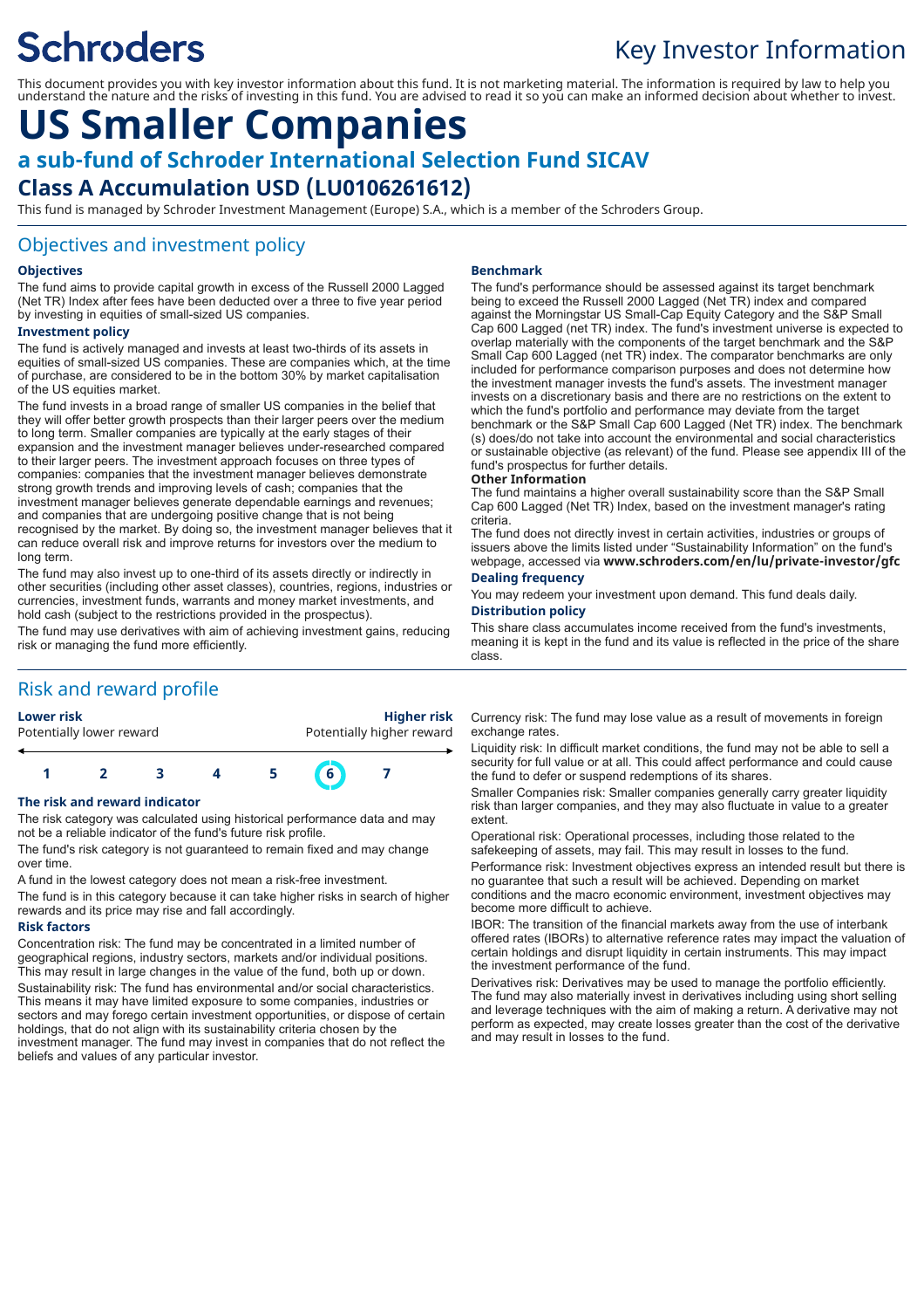Schroders

Key Investor Information

This document provides you with key investor information about this fund. It is not marketing material. The information is required by law to help you understand the nature and the risks of investing in this fund. You are advised to read it so you can make an informed decision about whether to invest.

# US Smaller Companies

## a sub-fund of Schroder International Selection Fund SICAV

## Class A Accumulation USD (LU0106261612)

This fund is managed by Schroder Investment Management (Europe) S.A., which is a member of the Schroders Group.

## Objectives and investment policy

### Objectives

The fund aims to provide capital growth in excess of the Russell 2000 Lagged (Net TR) Index after fees have been deducted over a three to five year period by investing in equities of small-sized US companies.

### Investment policy

The fund is actively managed and invests at least two-thirds of its assets in equities of small-sized US companies. These are companies which, at the time of purchase, are considered to be in the bottom 30% by market capitalisation of the US equities market.

The fund invests in a broad range of smaller US companies in the belief that they will offer better growth prospects than their larger peers over the medium to long term. Smaller companies are typically at the early stages of their expansion and the investment manager believes under-researched compared to their larger peers. The investment approach focuses on three types of companies: companies that the investment manager believes demonstrate strong growth trends and improving levels of cash; companies that the investment manager believes generate dependable earnings and revenues; and companies that are undergoing positive change that is not being recognised by the market. By doing so, the investment manager believes that it can reduce overall risk and improve returns for investors over the medium to long term.

The fund may also invest up to one-third of its assets directly or indirectly in other securities (including other asset classes), countries, regions, industries or currencies, investment funds, warrants and money market investments, and hold cash (subject to the restrictions provided in the prospectus).

The fund may use derivatives with aim of achieving investment gains, reducing risk or managing the fund more efficiently.

### Benchmark

The fund's performance should be assessed against its target benchmark being to exceed the Russell 2000 Lagged (Net TR) index and compared against the Morningstar US Small-Cap Equity Category and the S&P Small Cap 600 Lagged (net TR) index. The fund's investment universe is expected to overlap materially with the components of the target benchmark and the S&P Small Cap 600 Lagged (net TR) index. The comparator benchmarks are only included for performance comparison purposes and does not determine how the investment manager invests the fund's assets. The investment manager invests on a discretionary basis and there are no restrictions on the extent to which the fund's portfolio and performance may deviate from the target benchmark or the S&P Small Cap 600 Lagged (Net TR) index. The benchmark (s) does/do not take into account the environmental and social characteristics or sustainable objective (as relevant) of the fund. Please see appendix III of the fund's prospectus for further details.

### Other Information

The fund maintains a higher overall sustainability score than the S&P Small Cap 600 Lagged (Net TR) Index, based on the investment manager's rating criteria.

The fund does not directly invest in certain activities, industries or groups of issuers above the limits listed under "Sustainability Information" on the fund's webpage, accessed via **www.schroders.com/en/lu/private-investor/gfc**

### Dealing frequency

You may redeem your investment upon demand. This fund deals daily.

### Distribution policy

This share class accumulates income received from the fund's investments, meaning it is kept in the fund and its value is reflected in the price of the share class.

## Risk and reward profile

| **Lower risk** | | | | | | **Higher risk** |
|---|---|---|---|---|---|---|
| Potentially lower reward | | | | | | Potentially higher reward |
| 1 | 2 | 3 | 4 | 5 | **6** | 7 |

### The risk and reward indicator

The risk category was calculated using historical performance data and may not be a reliable indicator of the fund's future risk profile.

The fund's risk category is not guaranteed to remain fixed and may change over time.

A fund in the lowest category does not mean a risk-free investment.

The fund is in this category because it can take higher risks in search of higher rewards and its price may rise and fall accordingly.

### Risk factors

Concentration risk: The fund may be concentrated in a limited number of geographical regions, industry sectors, markets and/or individual positions. This may result in large changes in the value of the fund, both up or down.

Sustainability risk: The fund has environmental and/or social characteristics. This means it may have limited exposure to some companies, industries or sectors and may forego certain investment opportunities, or dispose of certain holdings, that do not align with its sustainability criteria chosen by the investment manager. The fund may invest in companies that do not reflect the beliefs and values of any particular investor.

Currency risk: The fund may lose value as a result of movements in foreign exchange rates.

Liquidity risk: In difficult market conditions, the fund may not be able to sell a security for full value or at all. This could affect performance and could cause the fund to defer or suspend redemptions of its shares.

Smaller Companies risk: Smaller companies generally carry greater liquidity risk than larger companies, and they may also fluctuate in value to a greater extent.

Operational risk: Operational processes, including those related to the safekeeping of assets, may fail. This may result in losses to the fund.

Performance risk: Investment objectives express an intended result but there is no guarantee that such a result will be achieved. Depending on market conditions and the macro economic environment, investment objectives may become more difficult to achieve.

IBOR: The transition of the financial markets away from the use of interbank offered rates (IBORs) to alternative reference rates may impact the valuation of certain holdings and disrupt liquidity in certain instruments. This may impact the investment performance of the fund.

Derivatives risk: Derivatives may be used to manage the portfolio efficiently. The fund may also materially invest in derivatives including using short selling and leverage techniques with the aim of making a return. A derivative may not perform as expected, may create losses greater than the cost of the derivative and may result in losses to the fund.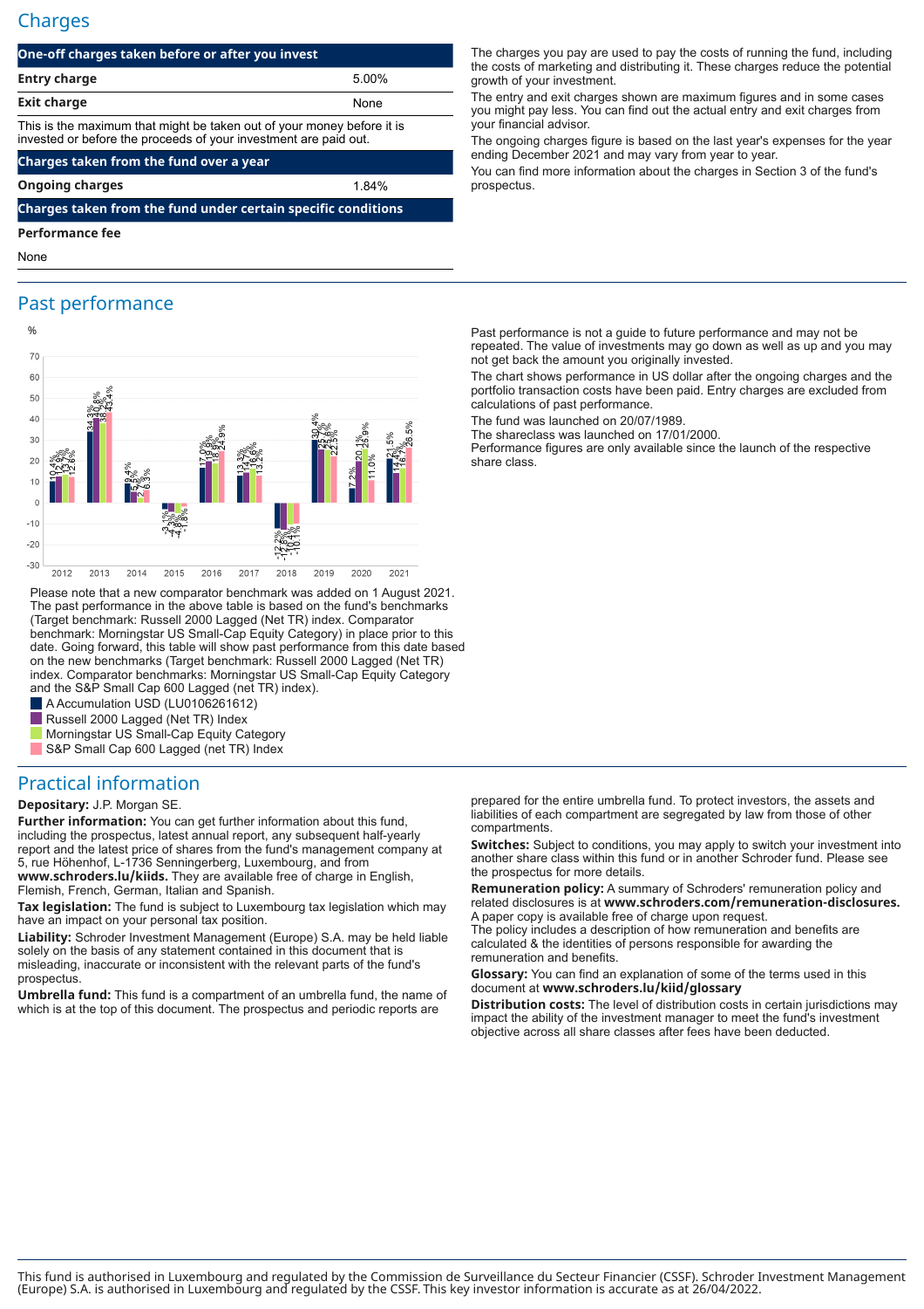## Charges

| One-off charges taken before or after you invest | |
|---|---|
| **Entry charge** | 5.00% |
| **Exit charge** | None |
| This is the maximum that might be taken out of your money before it is invested or before the proceeds of your investment are paid out. | |
| **Charges taken from the fund over a year** | |
| **Ongoing charges** | 1.84% |
| **Charges taken from the fund under certain specific conditions** | |
| **Performance fee** | |
| None | |

The charges you pay are used to pay the costs of running the fund, including the costs of marketing and distributing it. These charges reduce the potential growth of your investment.

The entry and exit charges shown are maximum figures and in some cases you might pay less. You can find out the actual entry and exit charges from your financial advisor.

The ongoing charges figure is based on the last year's expenses for the year ending December 2021 and may vary from year to year.

You can find more information about the charges in Section 3 of the fund's prospectus.

## Past performance

%

70
60
50
40
30
20
10
0
-10
-20
-30

2012: 10.4% 12.1% 13.9% 12.6%
2013: 34.3% 38.8% 38.2% 43.4%
2014: 9.4% 5.5% 2.7% 6.3%
2015: -3.1% -4.4% -4.8% -1.8%
2016: 17.0% 20.8% 18.9% 24.9%
2017: 13.3% 14.6% 16.6% 13.2%
2018: -12.2% -12.8% -10.4% -10.1%
2019: 30.4% 25.7% 25.6% 22.3%
2020: 7.2% 20.1% 25.9% 11.0%
2021: 21.5% 14.4% 16.7% 26.5%

Please note that a new comparator benchmark was added on 1 August 2021. The past performance in the above table is based on the fund's benchmarks (Target benchmark: Russell 2000 Lagged (Net TR) index. Comparator benchmark: Morningstar US Small-Cap Equity Category) in place prior to this date. Going forward, this table will show past performance from this date based on the new benchmarks (Target benchmark: Russell 2000 Lagged (Net TR) index. Comparator benchmarks: Morningstar US Small-Cap Equity Category and the S&P Small Cap 600 Lagged (net TR) index).

- A Accumulation USD (LU0106261612)
- Russell 2000 Lagged (Net TR) Index
- Morningstar US Small-Cap Equity Category
- S&P Small Cap 600 Lagged (net TR) Index

Past performance is not a guide to future performance and may not be repeated. The value of investments may go down as well as up and you may not get back the amount you originally invested.

The chart shows performance in US dollar after the ongoing charges and the portfolio transaction costs have been paid. Entry charges are excluded from calculations of past performance.

The fund was launched on 20/07/1989.

The shareclass was launched on 17/01/2000.

Performance figures are only available since the launch of the respective share class.

## Practical information

**Depositary:** J.P. Morgan SE.

**Further information:** You can get further information about this fund, including the prospectus, latest annual report, any subsequent half-yearly report and the latest price of shares from the fund's management company at 5, rue Höhenhof, L-1736 Senningerberg, Luxembourg, and from **www.schroders.lu/kiids.** They are available free of charge in English, Flemish, French, German, Italian and Spanish.

**Tax legislation:** The fund is subject to Luxembourg tax legislation which may have an impact on your personal tax position.

**Liability:** Schroder Investment Management (Europe) S.A. may be held liable solely on the basis of any statement contained in this document that is misleading, inaccurate or inconsistent with the relevant parts of the fund's prospectus.

**Umbrella fund:** This fund is a compartment of an umbrella fund, the name of which is at the top of this document. The prospectus and periodic reports are prepared for the entire umbrella fund. To protect investors, the assets and liabilities of each compartment are segregated by law from those of other compartments.

**Switches:** Subject to conditions, you may apply to switch your investment into another share class within this fund or in another Schroder fund. Please see the prospectus for more details.

**Remuneration policy:** A summary of Schroders' remuneration policy and related disclosures is at **www.schroders.com/remuneration-disclosures.** A paper copy is available free of charge upon request.
The policy includes a description of how remuneration and benefits are calculated & the identities of persons responsible for awarding the remuneration and benefits.

**Glossary:** You can find an explanation of some of the terms used in this document at **www.schroders.lu/kiid/glossary**

**Distribution costs:** The level of distribution costs in certain jurisdictions may impact the ability of the investment manager to meet the fund's investment objective across all share classes after fees have been deducted.

This fund is authorised in Luxembourg and regulated by the Commission de Surveillance du Secteur Financier (CSSF). Schroder Investment Management (Europe) S.A. is authorised in Luxembourg and regulated by the CSSF. This key investor information is accurate as at 26/04/2022.